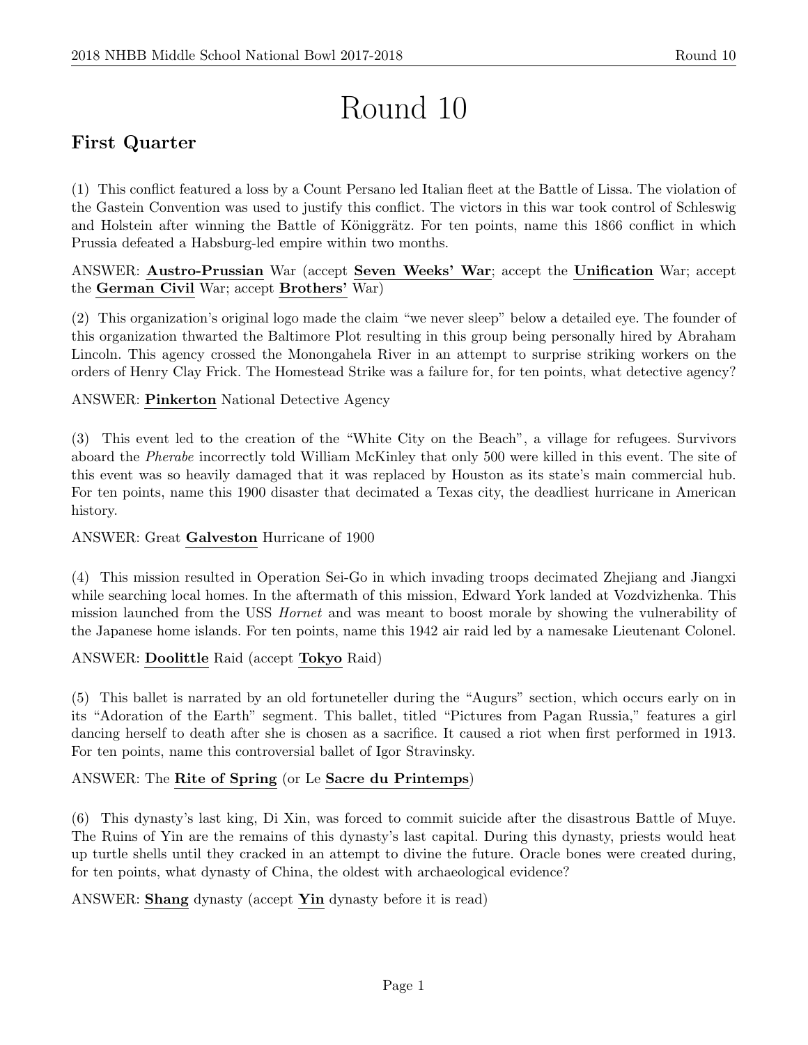# Round 10

## First Quarter

(1) This conflict featured a loss by a Count Persano led Italian fleet at the Battle of Lissa. The violation of the Gastein Convention was used to justify this conflict. The victors in this war took control of Schleswig and Holstein after winning the Battle of Königgrätz. For ten points, name this 1866 conflict in which Prussia defeated a Habsburg-led empire within two months.

ANSWER: **Austro-Prussian** War (accept **Seven Weeks' War**; accept the **Unification** War; accept the **German Civil** War; accept **Brothers'** War)

(2) This organization's original logo made the claim "we never sleep" below a detailed eye. The founder of this organization thwarted the Baltimore Plot resulting in this group being personally hired by Abraham Lincoln. This agency crossed the Monongahela River in an attempt to surprise striking workers on the orders of Henry Clay Frick. The Homestead Strike was a failure for, for ten points, what detective agency?

ANSWER: **Pinkerton** National Detective Agency

(3) This event led to the creation of the "White City on the Beach", a village for refugees. Survivors aboard the *Pherabe* incorrectly told William McKinley that only 500 were killed in this event. The site of this event was so heavily damaged that it was replaced by Houston as its state's main commercial hub. For ten points, name this 1900 disaster that decimated a Texas city, the deadliest hurricane in American history.

ANSWER: Great **Galveston** Hurricane of 1900

(4) This mission resulted in Operation Sei-Go in which invading troops decimated Zhejiang and Jiangxi while searching local homes. In the aftermath of this mission, Edward York landed at Vozdvizhenka. This mission launched from the USS *Hornet* and was meant to boost morale by showing the vulnerability of the Japanese home islands. For ten points, name this 1942 air raid led by a namesake Lieutenant Colonel.

ANSWER: **Doolittle** Raid (accept **Tokyo** Raid)

(5) This ballet is narrated by an old fortuneteller during the "Augurs" section, which occurs early on in its "Adoration of the Earth" segment. This ballet, titled "Pictures from Pagan Russia," features a girl dancing herself to death after she is chosen as a sacrifice. It caused a riot when first performed in 1913. For ten points, name this controversial ballet of Igor Stravinsky.

ANSWER: The **Rite of Spring** (or Le **Sacre du Printemps**)

(6) This dynasty's last king, Di Xin, was forced to commit suicide after the disastrous Battle of Muye. The Ruins of Yin are the remains of this dynasty's last capital. During this dynasty, priests would heat up turtle shells until they cracked in an attempt to divine the future. Oracle bones were created during, for ten points, what dynasty of China, the oldest with archaeological evidence?

ANSWER: **Shang** dynasty (accept **Yin** dynasty before it is read)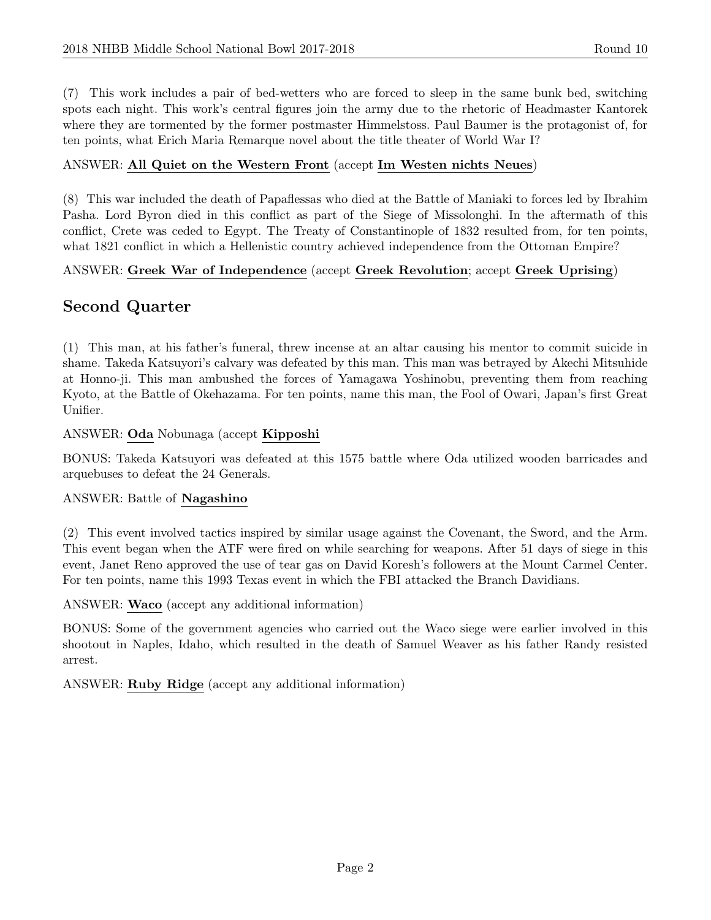(7) This work includes a pair of bed-wetters who are forced to sleep in the same bunk bed, switching spots each night. This work's central figures join the army due to the rhetoric of Headmaster Kantorek where they are tormented by the former postmaster Himmelstoss. Paul Baumer is the protagonist of, for ten points, what Erich Maria Remarque novel about the title theater of World War I?

ANSWER: **All Quiet on the Western Front** (accept **Im Westen nichts Neues**)

(8) This war included the death of Papaflessas who died at the Battle of Maniaki to forces led by Ibrahim Pasha. Lord Byron died in this conflict as part of the Siege of Missolonghi. In the aftermath of this conflict, Crete was ceded to Egypt. The Treaty of Constantinople of 1832 resulted from, for ten points, what 1821 conflict in which a Hellenistic country achieved independence from the Ottoman Empire?

ANSWER: **Greek War of Independence** (accept **Greek Revolution**; accept **Greek Uprising**)

## Second Quarter

(1) This man, at his father's funeral, threw incense at an altar causing his mentor to commit suicide in shame. Takeda Katsuyori's calvary was defeated by this man. This man was betrayed by Akechi Mitsuhide at Honno-ji. This man ambushed the forces of Yamagawa Yoshinobu, preventing them from reaching Kyoto, at the Battle of Okehazama. For ten points, name this man, the Fool of Owari, Japan's first Great Unifier.

ANSWER: **Oda** Nobunaga (accept **Kipposhi**

BONUS: Takeda Katsuyori was defeated at this 1575 battle where Oda utilized wooden barricades and arquebuses to defeat the 24 Generals.

ANSWER: Battle of **Nagashino**

(2) This event involved tactics inspired by similar usage against the Covenant, the Sword, and the Arm. This event began when the ATF were fired on while searching for weapons. After 51 days of siege in this event, Janet Reno approved the use of tear gas on David Koresh's followers at the Mount Carmel Center. For ten points, name this 1993 Texas event in which the FBI attacked the Branch Davidians.

ANSWER: **Waco** (accept any additional information)

BONUS: Some of the government agencies who carried out the Waco siege were earlier involved in this shootout in Naples, Idaho, which resulted in the death of Samuel Weaver as his father Randy resisted arrest.

ANSWER: **Ruby Ridge** (accept any additional information)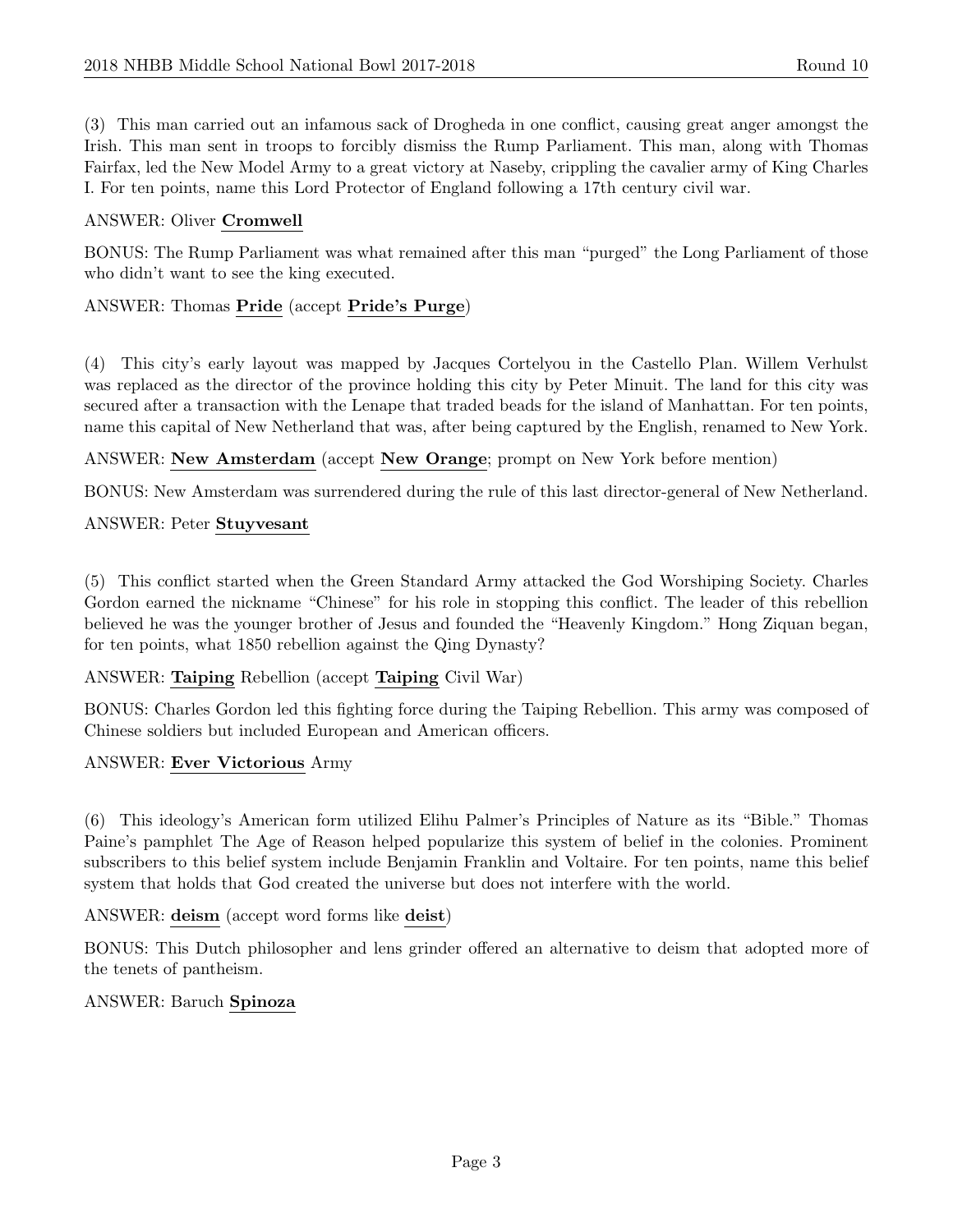(3) This man carried out an infamous sack of Drogheda in one conflict, causing great anger amongst the Irish. This man sent in troops to forcibly dismiss the Rump Parliament. This man, along with Thomas Fairfax, led the New Model Army to a great victory at Naseby, crippling the cavalier army of King Charles I. For ten points, name this Lord Protector of England following a 17th century civil war.

ANSWER: Oliver **Cromwell**

BONUS: The Rump Parliament was what remained after this man "purged" the Long Parliament of those who didn't want to see the king executed.

ANSWER: Thomas **Pride** (accept **Pride's Purge**)

(4) This city's early layout was mapped by Jacques Cortelyou in the Castello Plan. Willem Verhulst was replaced as the director of the province holding this city by Peter Minuit. The land for this city was secured after a transaction with the Lenape that traded beads for the island of Manhattan. For ten points, name this capital of New Netherland that was, after being captured by the English, renamed to New York.

ANSWER: **New Amsterdam** (accept **New Orange**; prompt on New York before mention)

BONUS: New Amsterdam was surrendered during the rule of this last director-general of New Netherland.

ANSWER: Peter **Stuyvesant**

(5) This conflict started when the Green Standard Army attacked the God Worshiping Society. Charles Gordon earned the nickname "Chinese" for his role in stopping this conflict. The leader of this rebellion believed he was the younger brother of Jesus and founded the "Heavenly Kingdom." Hong Ziquan began, for ten points, what 1850 rebellion against the Qing Dynasty?

ANSWER: **Taiping** Rebellion (accept **Taiping** Civil War)

BONUS: Charles Gordon led this fighting force during the Taiping Rebellion. This army was composed of Chinese soldiers but included European and American officers.

ANSWER: **Ever Victorious** Army

(6) This ideology's American form utilized Elihu Palmer's Principles of Nature as its "Bible." Thomas Paine's pamphlet The Age of Reason helped popularize this system of belief in the colonies. Prominent subscribers to this belief system include Benjamin Franklin and Voltaire. For ten points, name this belief system that holds that God created the universe but does not interfere with the world.

ANSWER: **deism** (accept word forms like **deist**)

BONUS: This Dutch philosopher and lens grinder offered an alternative to deism that adopted more of the tenets of pantheism.

ANSWER: Baruch **Spinoza**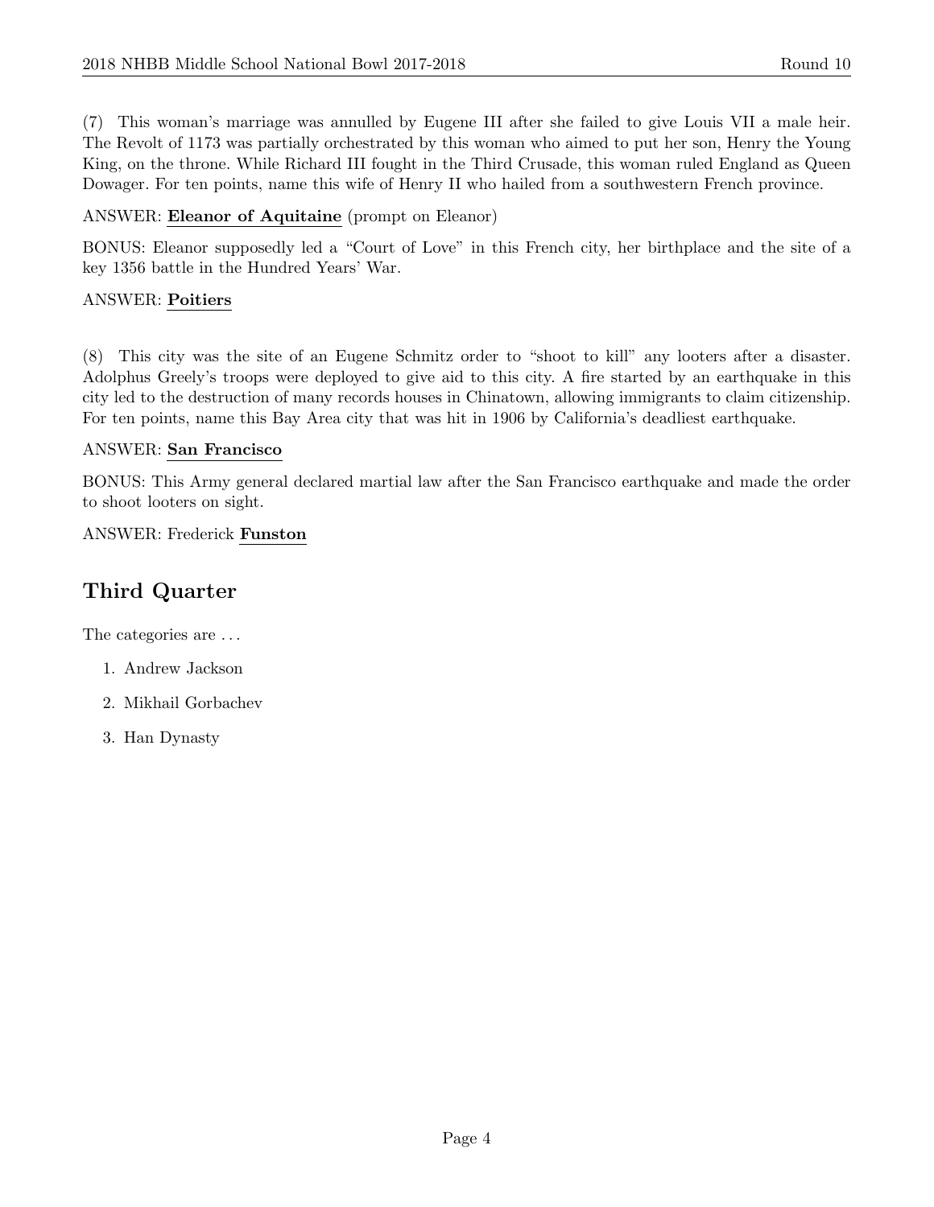(7) This woman's marriage was annulled by Eugene III after she failed to give Louis VII a male heir. The Revolt of 1173 was partially orchestrated by this woman who aimed to put her son, Henry the Young King, on the throne. While Richard III fought in the Third Crusade, this woman ruled England as Queen Dowager. For ten points, name this wife of Henry II who hailed from a southwestern French province.

ANSWER: **Eleanor of Aquitaine** (prompt on Eleanor)

BONUS: Eleanor supposedly led a "Court of Love" in this French city, her birthplace and the site of a key 1356 battle in the Hundred Years' War.

ANSWER: **Poitiers**

(8) This city was the site of an Eugene Schmitz order to "shoot to kill" any looters after a disaster. Adolphus Greely's troops were deployed to give aid to this city. A fire started by an earthquake in this city led to the destruction of many records houses in Chinatown, allowing immigrants to claim citizenship. For ten points, name this Bay Area city that was hit in 1906 by California's deadliest earthquake.

ANSWER: **San Francisco**

BONUS: This Army general declared martial law after the San Francisco earthquake and made the order to shoot looters on sight.

ANSWER: Frederick **Funston**

## Third Quarter

The categories are . . .

1. Andrew Jackson
2. Mikhail Gorbachev
3. Han Dynasty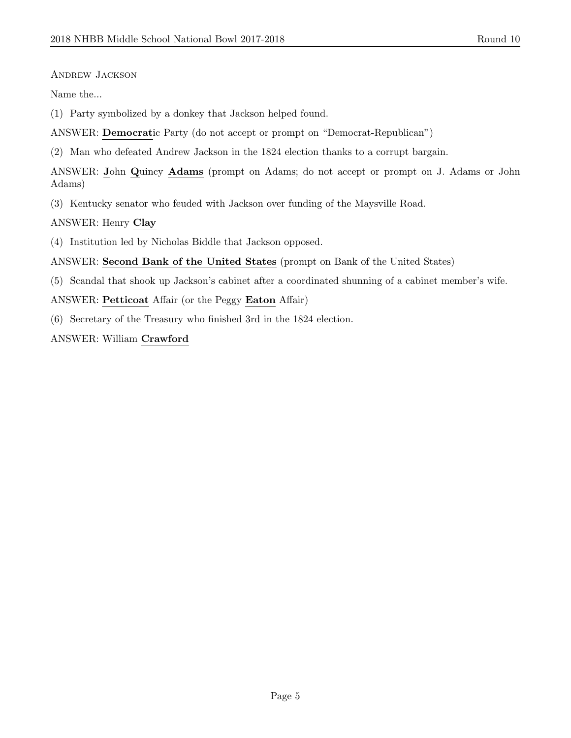Andrew Jackson

Name the...

(1) Party symbolized by a donkey that Jackson helped found.

ANSWER: **Democrat**ic Party (do not accept or prompt on "Democrat-Republican")

(2) Man who defeated Andrew Jackson in the 1824 election thanks to a corrupt bargain.

ANSWER: **J**ohn **Q**uincy **Adams** (prompt on Adams; do not accept or prompt on J. Adams or John Adams)

(3) Kentucky senator who feuded with Jackson over funding of the Maysville Road.

ANSWER: Henry **Clay**

(4) Institution led by Nicholas Biddle that Jackson opposed.

ANSWER: **Second Bank of the United States** (prompt on Bank of the United States)

(5) Scandal that shook up Jackson's cabinet after a coordinated shunning of a cabinet member's wife.

ANSWER: **Petticoat** Affair (or the Peggy **Eaton** Affair)

(6) Secretary of the Treasury who finished 3rd in the 1824 election.

ANSWER: William **Crawford**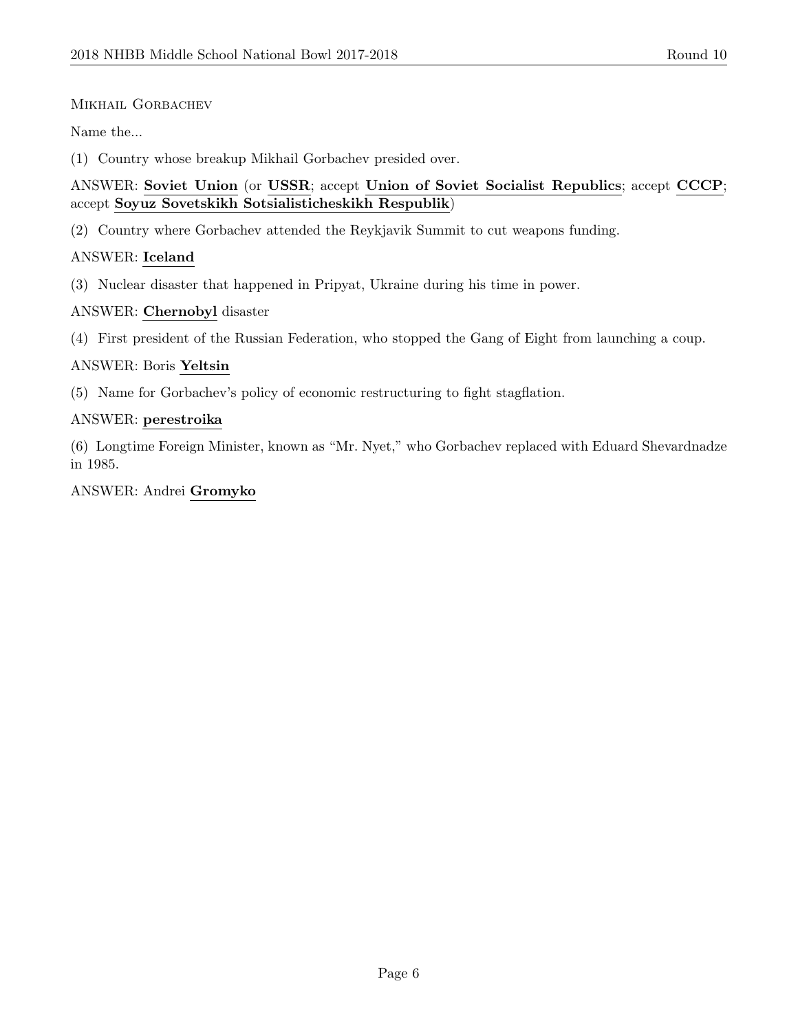Mikhail Gorbachev

Name the...

(1) Country whose breakup Mikhail Gorbachev presided over.

ANSWER: **Soviet Union** (or **USSR**; accept **Union of Soviet Socialist Republics**; accept **CCCP**; accept **Soyuz Sovetskikh Sotsialisticheskikh Respublik**)

(2) Country where Gorbachev attended the Reykjavik Summit to cut weapons funding.

ANSWER: **Iceland**

(3) Nuclear disaster that happened in Pripyat, Ukraine during his time in power.

ANSWER: **Chernobyl** disaster

(4) First president of the Russian Federation, who stopped the Gang of Eight from launching a coup.

ANSWER: Boris **Yeltsin**

(5) Name for Gorbachev's policy of economic restructuring to fight stagflation.

ANSWER: **perestroika**

(6) Longtime Foreign Minister, known as "Mr. Nyet," who Gorbachev replaced with Eduard Shevardnadze in 1985.

ANSWER: Andrei **Gromyko**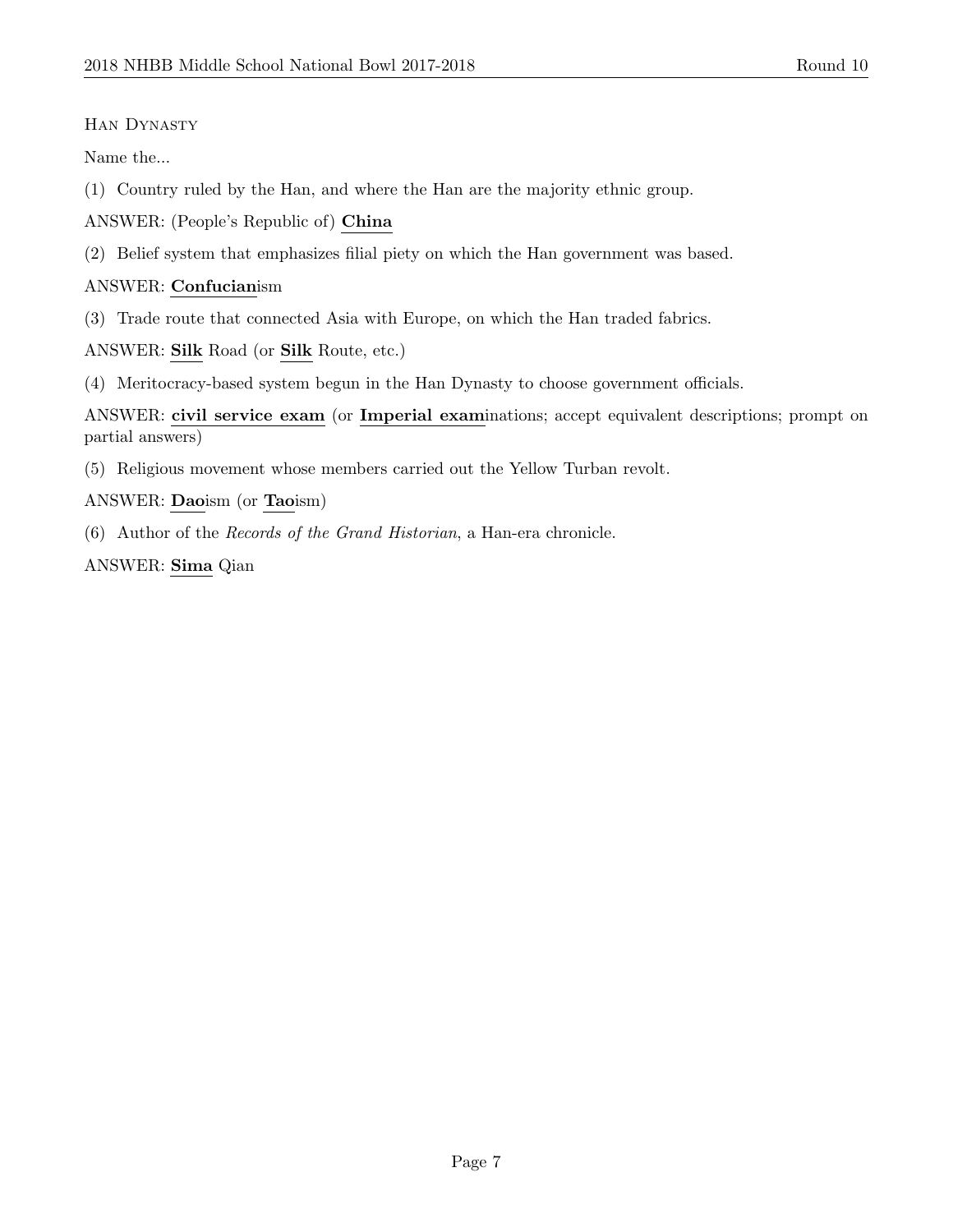Han Dynasty

Name the...

(1) Country ruled by the Han, and where the Han are the majority ethnic group.

ANSWER: (People's Republic of) **China**

(2) Belief system that emphasizes filial piety on which the Han government was based.

ANSWER: **Confucian**ism

(3) Trade route that connected Asia with Europe, on which the Han traded fabrics.

ANSWER: **Silk** Road (or **Silk** Route, etc.)

(4) Meritocracy-based system begun in the Han Dynasty to choose government officials.

ANSWER: **civil service exam** (or **Imperial exam**inations; accept equivalent descriptions; prompt on partial answers)

(5) Religious movement whose members carried out the Yellow Turban revolt.

ANSWER: **Dao**ism (or **Tao**ism)

(6) Author of the *Records of the Grand Historian*, a Han-era chronicle.

ANSWER: **Sima** Qian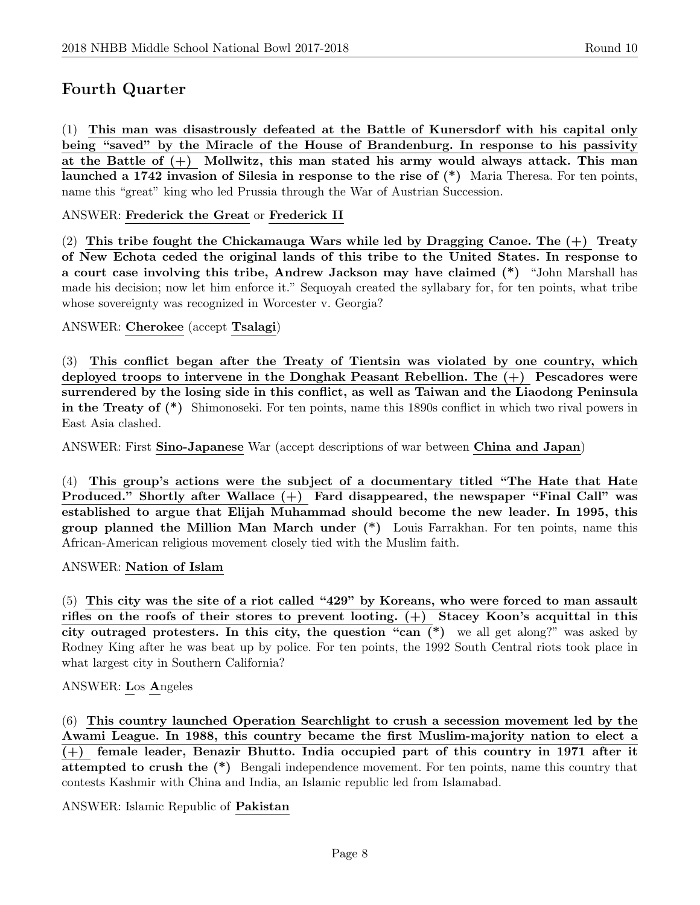## Fourth Quarter

(1) **This man was disastrously defeated at the Battle of Kunersdorf with his capital only being "saved" by the Miracle of the House of Brandenburg. In response to his passivity at the Battle of (+) Mollwitz, this man stated his army would always attack. This man launched a 1742 invasion of Silesia in response to the rise of (*)** Maria Theresa. For ten points, name this "great" king who led Prussia through the War of Austrian Succession.

ANSWER: **Frederick the Great** or **Frederick II**

(2) **This tribe fought the Chickamauga Wars while led by Dragging Canoe. The (+) Treaty of New Echota ceded the original lands of this tribe to the United States. In response to a court case involving this tribe, Andrew Jackson may have claimed (*)** "John Marshall has made his decision; now let him enforce it." Sequoyah created the syllabary for, for ten points, what tribe whose sovereignty was recognized in Worcester v. Georgia?

ANSWER: **Cherokee** (accept **Tsalagi**)

(3) **This conflict began after the Treaty of Tientsin was violated by one country, which deployed troops to intervene in the Donghak Peasant Rebellion. The (+) Pescadores were surrendered by the losing side in this conflict, as well as Taiwan and the Liaodong Peninsula in the Treaty of (*)** Shimonoseki. For ten points, name this 1890s conflict in which two rival powers in East Asia clashed.

ANSWER: First **Sino-Japanese** War (accept descriptions of war between **China and Japan**)

(4) **This group's actions were the subject of a documentary titled "The Hate that Hate Produced." Shortly after Wallace (+) Fard disappeared, the newspaper "Final Call" was established to argue that Elijah Muhammad should become the new leader. In 1995, this group planned the Million Man March under (*)** Louis Farrakhan. For ten points, name this African-American religious movement closely tied with the Muslim faith.

ANSWER: **Nation of Islam**

(5) **This city was the site of a riot called "429" by Koreans, who were forced to man assault rifles on the roofs of their stores to prevent looting. (+) Stacey Koon's acquittal in this city outraged protesters. In this city, the question "can (*)** we all get along?" was asked by Rodney King after he was beat up by police. For ten points, the 1992 South Central riots took place in what largest city in Southern California?

ANSWER: **L**os **A**ngeles

(6) **This country launched Operation Searchlight to crush a secession movement led by the Awami League. In 1988, this country became the first Muslim-majority nation to elect a (+) female leader, Benazir Bhutto. India occupied part of this country in 1971 after it attempted to crush the (*)** Bengali independence movement. For ten points, name this country that contests Kashmir with China and India, an Islamic republic led from Islamabad.

ANSWER: Islamic Republic of **Pakistan**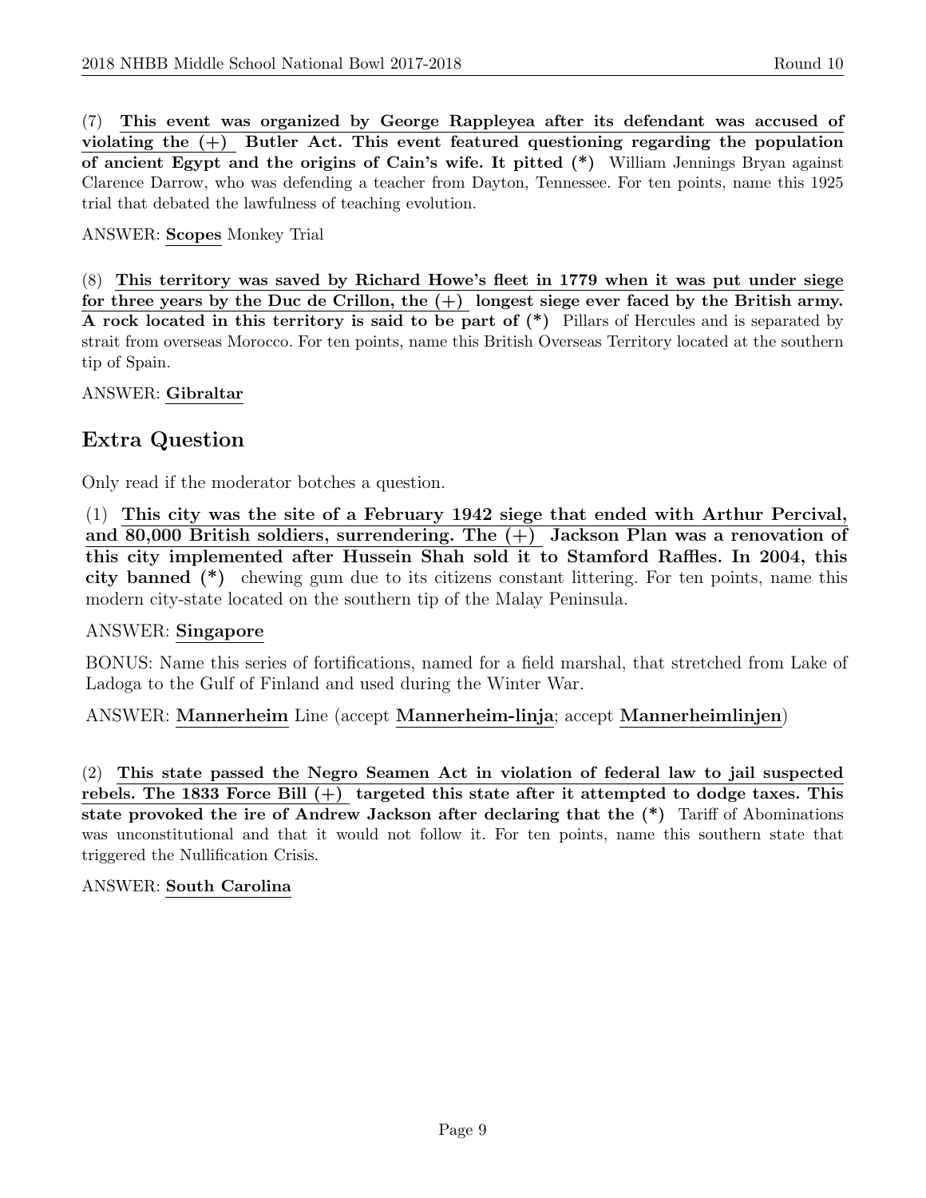(7) **This event was organized by George Rappleyea after its defendant was accused of violating the (+) Butler Act. This event featured questioning regarding the population of ancient Egypt and the origins of Cain's wife. It pitted (*)** William Jennings Bryan against Clarence Darrow, who was defending a teacher from Dayton, Tennessee. For ten points, name this 1925 trial that debated the lawfulness of teaching evolution.

ANSWER: **Scopes** Monkey Trial

(8) **This territory was saved by Richard Howe's fleet in 1779 when it was put under siege for three years by the Duc de Crillon, the (+) longest siege ever faced by the British army. A rock located in this territory is said to be part of (*)** Pillars of Hercules and is separated by strait from overseas Morocco. For ten points, name this British Overseas Territory located at the southern tip of Spain.

ANSWER: **Gibraltar**

## Extra Question

Only read if the moderator botches a question.

(1) **This city was the site of a February 1942 siege that ended with Arthur Percival, and 80,000 British soldiers, surrendering. The (+) Jackson Plan was a renovation of this city implemented after Hussein Shah sold it to Stamford Raffles. In 2004, this city banned (*)** chewing gum due to its citizens constant littering. For ten points, name this modern city-state located on the southern tip of the Malay Peninsula.

ANSWER: **Singapore**

BONUS: Name this series of fortifications, named for a field marshal, that stretched from Lake of Ladoga to the Gulf of Finland and used during the Winter War.

ANSWER: **Mannerheim** Line (accept **Mannerheim-linja**; accept **Mannerheimlinjen**)

(2) **This state passed the Negro Seamen Act in violation of federal law to jail suspected rebels. The 1833 Force Bill (+) targeted this state after it attempted to dodge taxes. This state provoked the ire of Andrew Jackson after declaring that the (*)** Tariff of Abominations was unconstitutional and that it would not follow it. For ten points, name this southern state that triggered the Nullification Crisis.

ANSWER: **South Carolina**